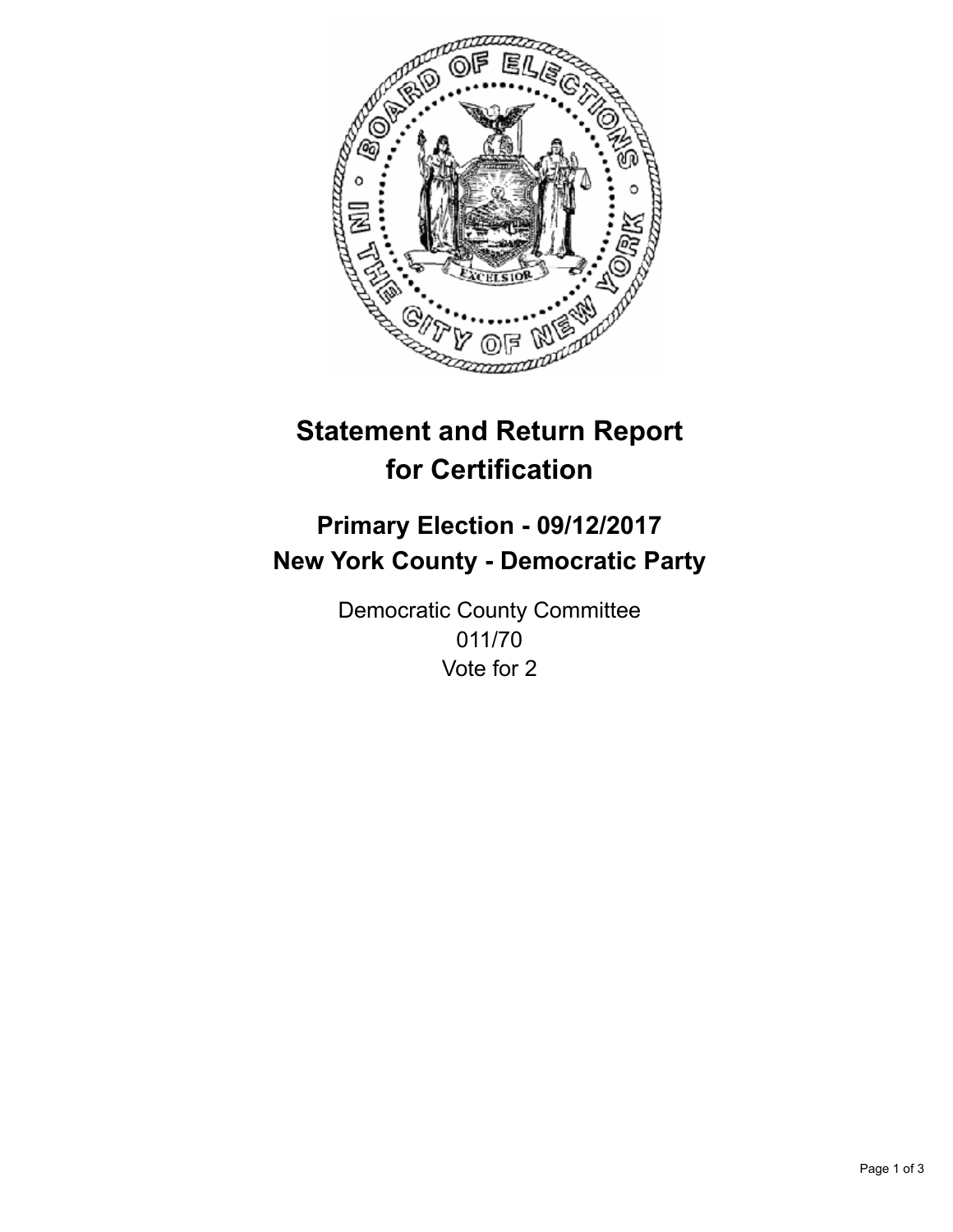# Statement and Return Report for Certification

## Primary Election - 09/12/2017
## New York County - Democratic Party

Democratic County Committee
011/70
Vote for 2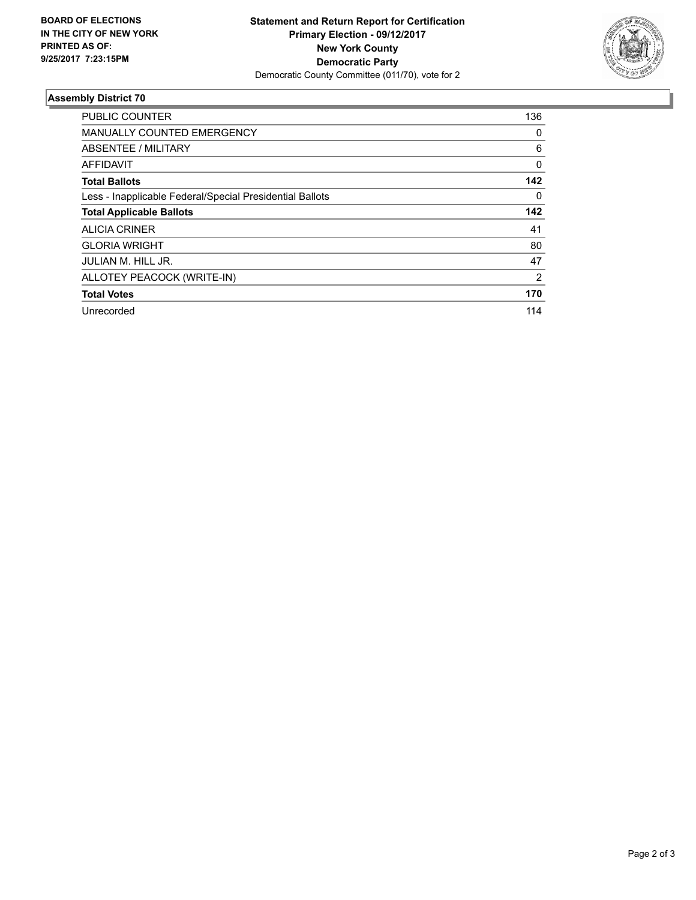**BOARD OF ELECTIONS IN THE CITY OF NEW YORK PRINTED AS OF: 9/25/2017 7:23:15PM**

**Statement and Return Report for Certification**
**Primary Election - 09/12/2017**
**New York County**
**Democratic Party**
Democratic County Committee (011/70), vote for 2

## Assembly District 70

| | |
|---|---|
| PUBLIC COUNTER | 136 |
| MANUALLY COUNTED EMERGENCY | 0 |
| ABSENTEE / MILITARY | 6 |
| AFFIDAVIT | 0 |
| **Total Ballots** | **142** |
| Less - Inapplicable Federal/Special Presidential Ballots | 0 |
| **Total Applicable Ballots** | **142** |
| ALICIA CRINER | 41 |
| GLORIA WRIGHT | 80 |
| JULIAN M. HILL JR. | 47 |
| ALLOTEY PEACOCK (WRITE-IN) | 2 |
| **Total Votes** | **170** |
| Unrecorded | 114 |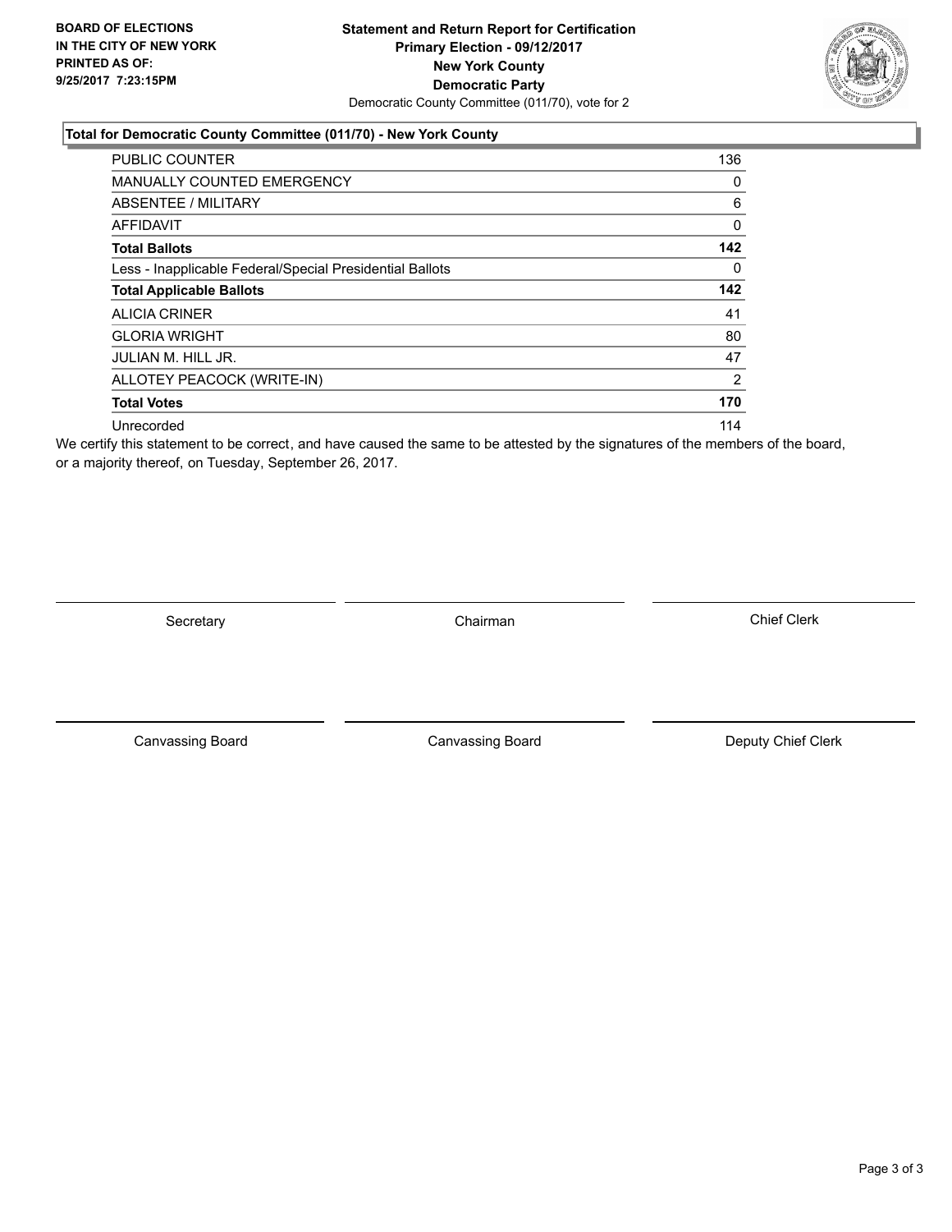**BOARD OF ELECTIONS IN THE CITY OF NEW YORK PRINTED AS OF: 9/25/2017 7:23:15PM**

**Statement and Return Report for Certification**
**Primary Election - 09/12/2017**
**New York County**
**Democratic Party**
Democratic County Committee (011/70), vote for 2

### Total for Democratic County Committee (011/70) - New York County

| | |
|---|---|
| PUBLIC COUNTER | 136 |
| MANUALLY COUNTED EMERGENCY | 0 |
| ABSENTEE / MILITARY | 6 |
| AFFIDAVIT | 0 |
| **Total Ballots** | **142** |
| Less - Inapplicable Federal/Special Presidential Ballots | 0 |
| **Total Applicable Ballots** | **142** |
| ALICIA CRINER | 41 |
| GLORIA WRIGHT | 80 |
| JULIAN M. HILL JR. | 47 |
| ALLOTEY PEACOCK (WRITE-IN) | 2 |
| **Total Votes** | **170** |
| Unrecorded | 114 |

We certify this statement to be correct, and have caused the same to be attested by the signatures of the members of the board, or a majority thereof, on Tuesday, September 26, 2017.

Secretary | Chairman | Chief Clerk

Canvassing Board | Canvassing Board | Deputy Chief Clerk